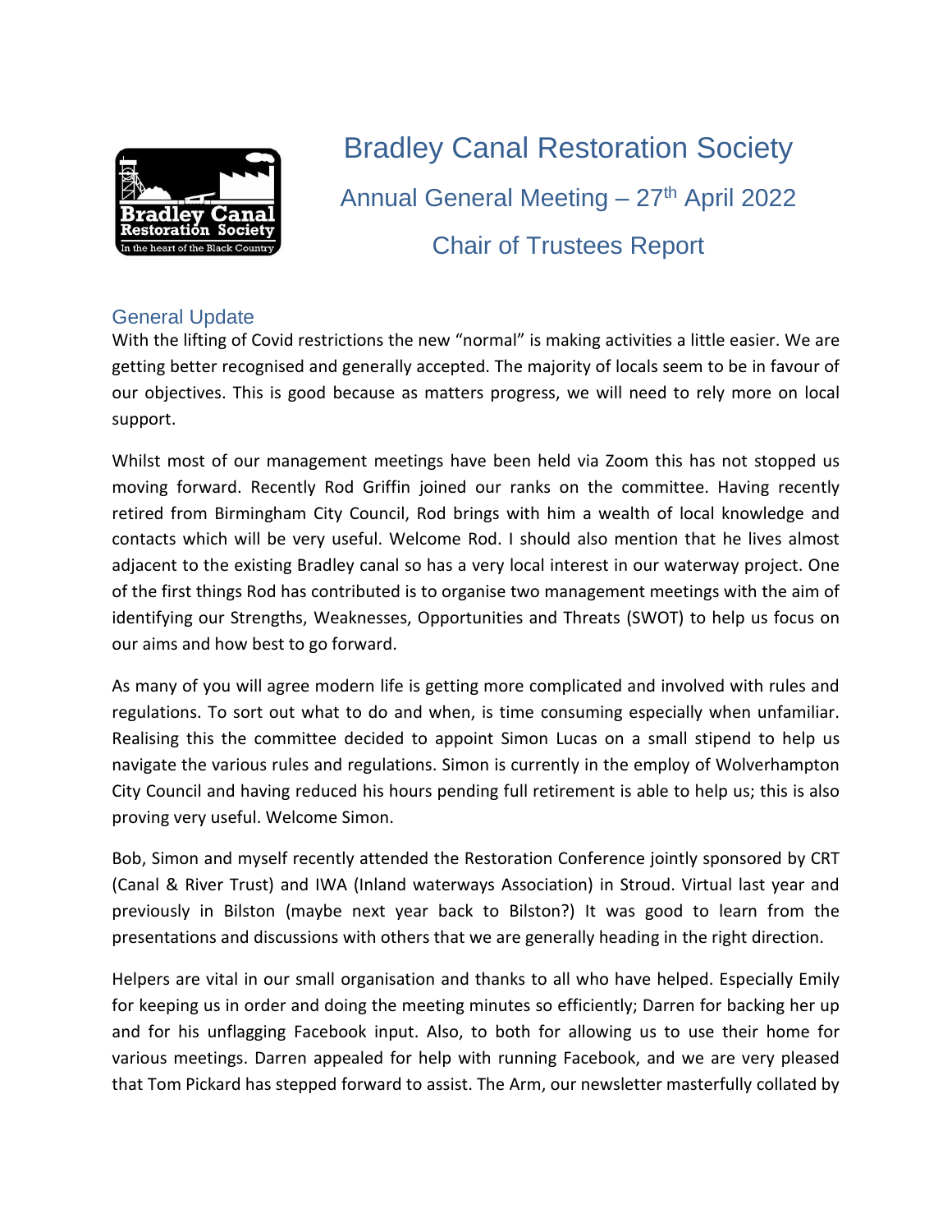# Bradley Canal Restoration Society

## Annual General Meeting – 27th April 2022

## Chair of Trustees Report

### General Update

With the lifting of Covid restrictions the new "normal" is making activities a little easier. We are getting better recognised and generally accepted. The majority of locals seem to be in favour of our objectives. This is good because as matters progress, we will need to rely more on local support.

Whilst most of our management meetings have been held via Zoom this has not stopped us moving forward. Recently Rod Griffin joined our ranks on the committee. Having recently retired from Birmingham City Council, Rod brings with him a wealth of local knowledge and contacts which will be very useful. Welcome Rod. I should also mention that he lives almost adjacent to the existing Bradley canal so has a very local interest in our waterway project. One of the first things Rod has contributed is to organise two management meetings with the aim of identifying our Strengths, Weaknesses, Opportunities and Threats (SWOT) to help us focus on our aims and how best to go forward.

As many of you will agree modern life is getting more complicated and involved with rules and regulations. To sort out what to do and when, is time consuming especially when unfamiliar. Realising this the committee decided to appoint Simon Lucas on a small stipend to help us navigate the various rules and regulations. Simon is currently in the employ of Wolverhampton City Council and having reduced his hours pending full retirement is able to help us; this is also proving very useful. Welcome Simon.

Bob, Simon and myself recently attended the Restoration Conference jointly sponsored by CRT (Canal & River Trust) and IWA (Inland waterways Association) in Stroud. Virtual last year and previously in Bilston (maybe next year back to Bilston?) It was good to learn from the presentations and discussions with others that we are generally heading in the right direction.

Helpers are vital in our small organisation and thanks to all who have helped. Especially Emily for keeping us in order and doing the meeting minutes so efficiently; Darren for backing her up and for his unflagging Facebook input. Also, to both for allowing us to use their home for various meetings. Darren appealed for help with running Facebook, and we are very pleased that Tom Pickard has stepped forward to assist. The Arm, our newsletter masterfully collated by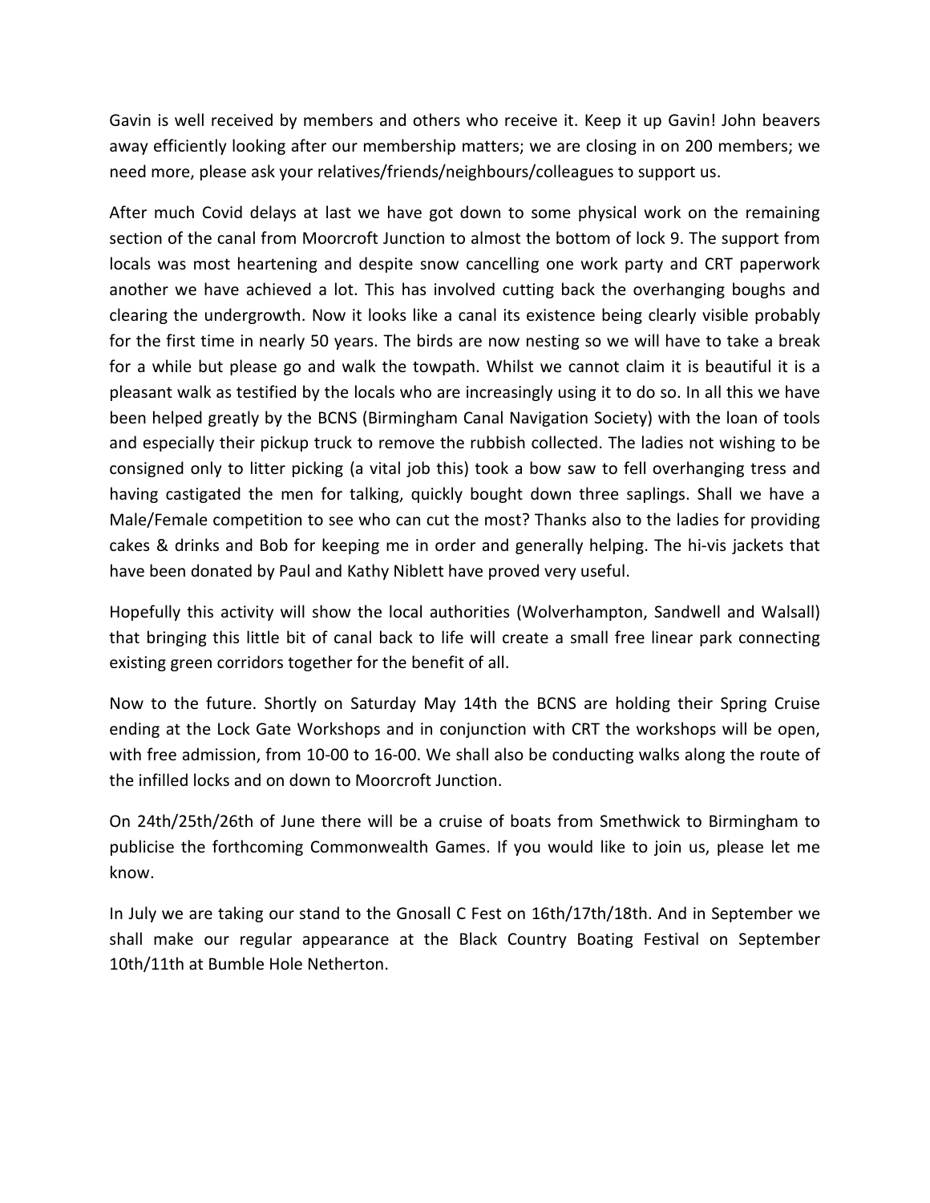Gavin is well received by members and others who receive it. Keep it up Gavin! John beavers away efficiently looking after our membership matters; we are closing in on 200 members; we need more, please ask your relatives/friends/neighbours/colleagues to support us.

After much Covid delays at last we have got down to some physical work on the remaining section of the canal from Moorcroft Junction to almost the bottom of lock 9. The support from locals was most heartening and despite snow cancelling one work party and CRT paperwork another we have achieved a lot. This has involved cutting back the overhanging boughs and clearing the undergrowth. Now it looks like a canal its existence being clearly visible probably for the first time in nearly 50 years. The birds are now nesting so we will have to take a break for a while but please go and walk the towpath. Whilst we cannot claim it is beautiful it is a pleasant walk as testified by the locals who are increasingly using it to do so. In all this we have been helped greatly by the BCNS (Birmingham Canal Navigation Society) with the loan of tools and especially their pickup truck to remove the rubbish collected. The ladies not wishing to be consigned only to litter picking (a vital job this) took a bow saw to fell overhanging tress and having castigated the men for talking, quickly bought down three saplings. Shall we have a Male/Female competition to see who can cut the most? Thanks also to the ladies for providing cakes & drinks and Bob for keeping me in order and generally helping. The hi-vis jackets that have been donated by Paul and Kathy Niblett have proved very useful.

Hopefully this activity will show the local authorities (Wolverhampton, Sandwell and Walsall) that bringing this little bit of canal back to life will create a small free linear park connecting existing green corridors together for the benefit of all.

Now to the future. Shortly on Saturday May 14th the BCNS are holding their Spring Cruise ending at the Lock Gate Workshops and in conjunction with CRT the workshops will be open, with free admission, from 10-00 to 16-00. We shall also be conducting walks along the route of the infilled locks and on down to Moorcroft Junction.

On 24th/25th/26th of June there will be a cruise of boats from Smethwick to Birmingham to publicise the forthcoming Commonwealth Games. If you would like to join us, please let me know.

In July we are taking our stand to the Gnosall C Fest on 16th/17th/18th. And in September we shall make our regular appearance at the Black Country Boating Festival on September 10th/11th at Bumble Hole Netherton.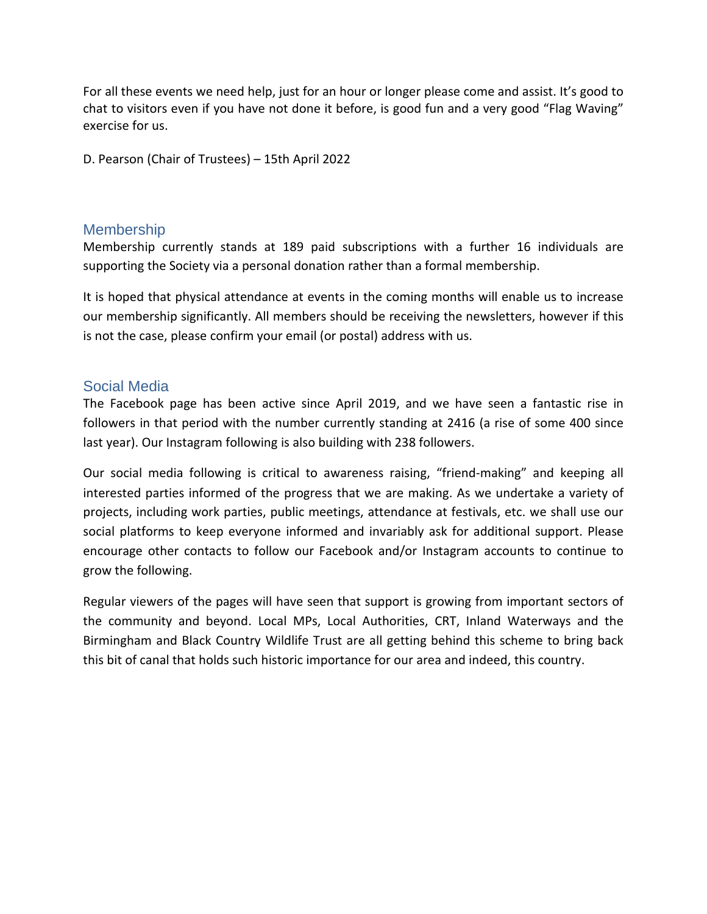For all these events we need help, just for an hour or longer please come and assist. It's good to chat to visitors even if you have not done it before, is good fun and a very good "Flag Waving" exercise for us.

D. Pearson (Chair of Trustees) – 15th April 2022

## Membership

Membership currently stands at 189 paid subscriptions with a further 16 individuals are supporting the Society via a personal donation rather than a formal membership.

It is hoped that physical attendance at events in the coming months will enable us to increase our membership significantly. All members should be receiving the newsletters, however if this is not the case, please confirm your email (or postal) address with us.

## Social Media

The Facebook page has been active since April 2019, and we have seen a fantastic rise in followers in that period with the number currently standing at 2416 (a rise of some 400 since last year). Our Instagram following is also building with 238 followers.

Our social media following is critical to awareness raising, "friend-making" and keeping all interested parties informed of the progress that we are making. As we undertake a variety of projects, including work parties, public meetings, attendance at festivals, etc. we shall use our social platforms to keep everyone informed and invariably ask for additional support. Please encourage other contacts to follow our Facebook and/or Instagram accounts to continue to grow the following.

Regular viewers of the pages will have seen that support is growing from important sectors of the community and beyond. Local MPs, Local Authorities, CRT, Inland Waterways and the Birmingham and Black Country Wildlife Trust are all getting behind this scheme to bring back this bit of canal that holds such historic importance for our area and indeed, this country.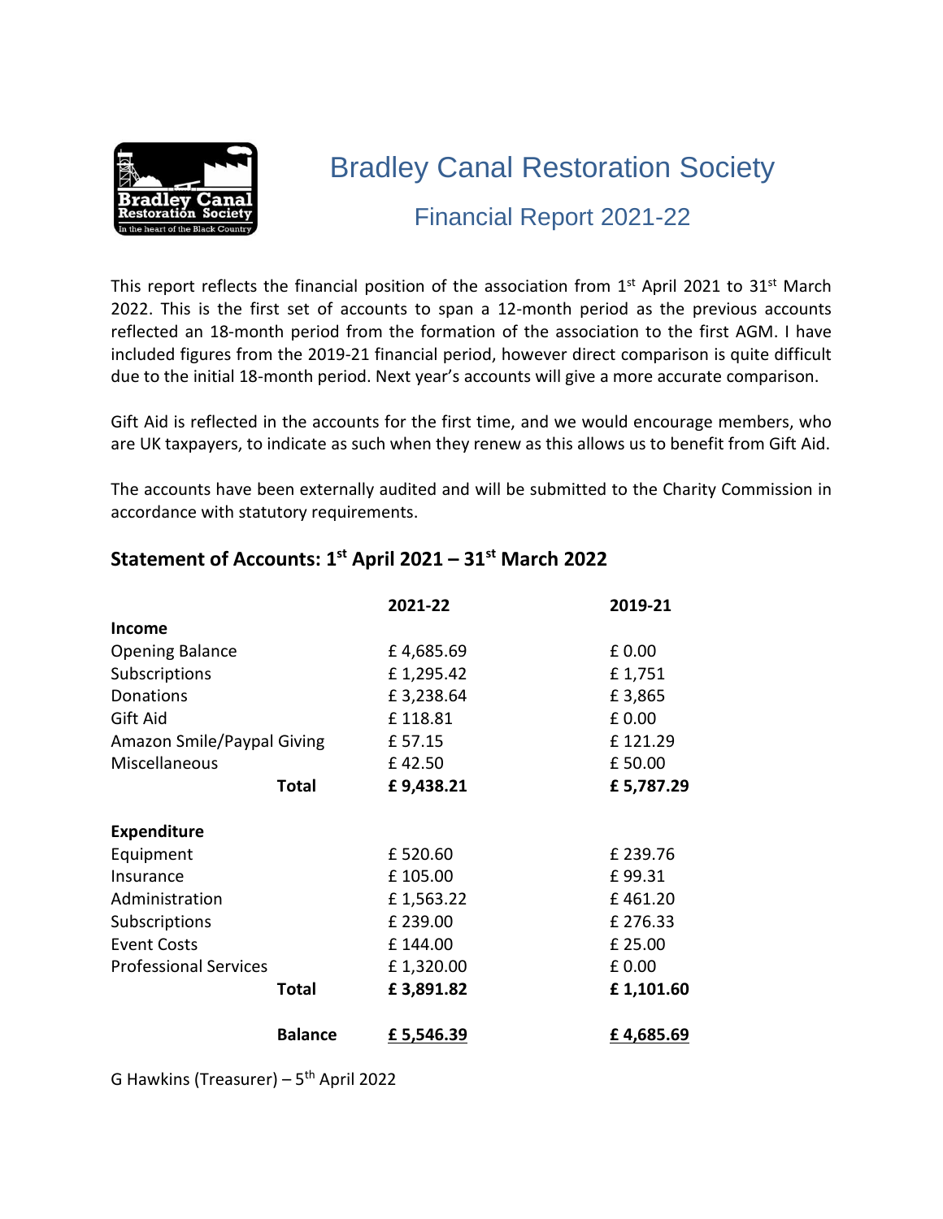# Bradley Canal Restoration Society

## Financial Report 2021-22

This report reflects the financial position of the association from 1st April 2021 to 31st March 2022. This is the first set of accounts to span a 12-month period as the previous accounts reflected an 18-month period from the formation of the association to the first AGM. I have included figures from the 2019-21 financial period, however direct comparison is quite difficult due to the initial 18-month period. Next year's accounts will give a more accurate comparison.

Gift Aid is reflected in the accounts for the first time, and we would encourage members, who are UK taxpayers, to indicate as such when they renew as this allows us to benefit from Gift Aid.

The accounts have been externally audited and will be submitted to the Charity Commission in accordance with statutory requirements.

### Statement of Accounts: 1st April 2021 – 31st March 2022

| | 2021-22 | 2019-21 |
|---|---|---|
| **Income** | | |
| Opening Balance | £ 4,685.69 | £ 0.00 |
| Subscriptions | £ 1,295.42 | £ 1,751 |
| Donations | £ 3,238.64 | £ 3,865 |
| Gift Aid | £ 118.81 | £ 0.00 |
| Amazon Smile/Paypal Giving | £ 57.15 | £ 121.29 |
| Miscellaneous | £ 42.50 | £ 50.00 |
| **Total** | **£ 9,438.21** | **£ 5,787.29** |
| **Expenditure** | | |
| Equipment | £ 520.60 | £ 239.76 |
| Insurance | £ 105.00 | £ 99.31 |
| Administration | £ 1,563.22 | £ 461.20 |
| Subscriptions | £ 239.00 | £ 276.33 |
| Event Costs | £ 144.00 | £ 25.00 |
| Professional Services | £ 1,320.00 | £ 0.00 |
| **Total** | **£ 3,891.82** | **£ 1,101.60** |
| **Balance** | **£ 5,546.39** | **£ 4,685.69** |

G Hawkins (Treasurer) – 5th April 2022